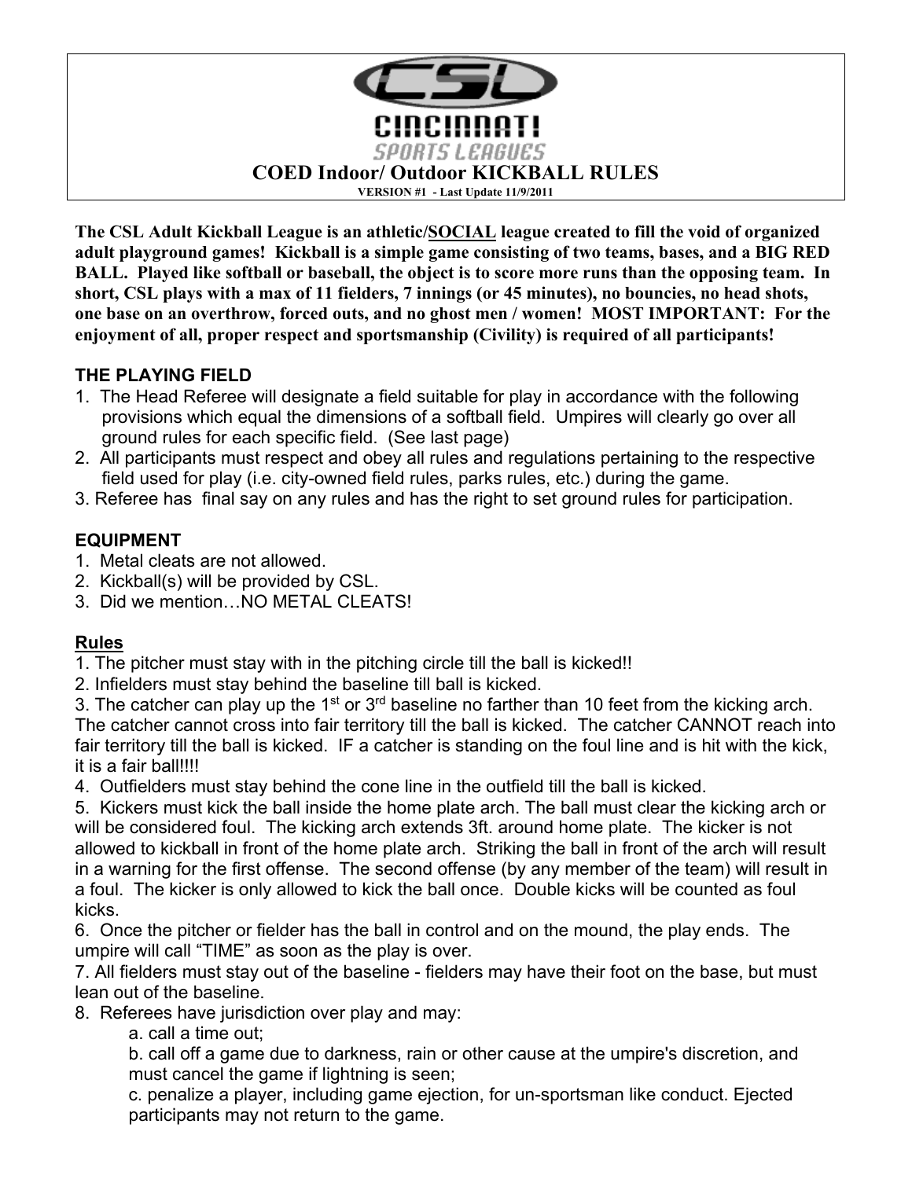# CINCINNATI SPORTS LEAGUES

## COED Indoor/ Outdoor KICKBALL RULES

**VERSION #1 - Last Update 11/9/2011**

**The CSL Adult Kickball League is an athletic/SOCIAL league created to fill the void of organized adult playground games! Kickball is a simple game consisting of two teams, bases, and a BIG RED BALL. Played like softball or baseball, the object is to score more runs than the opposing team. In short, CSL plays with a max of 11 fielders, 7 innings (or 45 minutes), no bouncies, no head shots, one base on an overthrow, forced outs, and no ghost men / women! MOST IMPORTANT: For the enjoyment of all, proper respect and sportsmanship (Civility) is required of all participants!**

### THE PLAYING FIELD

1. The Head Referee will designate a field suitable for play in accordance with the following provisions which equal the dimensions of a softball field. Umpires will clearly go over all ground rules for each specific field. (See last page)
2. All participants must respect and obey all rules and regulations pertaining to the respective field used for play (i.e. city-owned field rules, parks rules, etc.) during the game.
3. Referee has final say on any rules and has the right to set ground rules for participation.

### EQUIPMENT

1. Metal cleats are not allowed.
2. Kickball(s) will be provided by CSL.
3. Did we mention…NO METAL CLEATS!

### Rules

1. The pitcher must stay with in the pitching circle till the ball is kicked!!
2. Infielders must stay behind the baseline till ball is kicked.
3. The catcher can play up the 1st or 3rd baseline no farther than 10 feet from the kicking arch. The catcher cannot cross into fair territory till the ball is kicked. The catcher CANNOT reach into fair territory till the ball is kicked. IF a catcher is standing on the foul line and is hit with the kick, it is a fair ball!!!!
4. Outfielders must stay behind the cone line in the outfield till the ball is kicked.
5. Kickers must kick the ball inside the home plate arch. The ball must clear the kicking arch or will be considered foul. The kicking arch extends 3ft. around home plate. The kicker is not allowed to kickball in front of the home plate arch. Striking the ball in front of the arch will result in a warning for the first offense. The second offense (by any member of the team) will result in a foul. The kicker is only allowed to kick the ball once. Double kicks will be counted as foul kicks.
6. Once the pitcher or fielder has the ball in control and on the mound, the play ends. The umpire will call "TIME" as soon as the play is over.
7. All fielders must stay out of the baseline - fielders may have their foot on the base, but must lean out of the baseline.
8. Referees have jurisdiction over play and may:
   a. call a time out;
   b. call off a game due to darkness, rain or other cause at the umpire's discretion, and must cancel the game if lightning is seen;
   c. penalize a player, including game ejection, for un-sportsman like conduct. Ejected participants may not return to the game.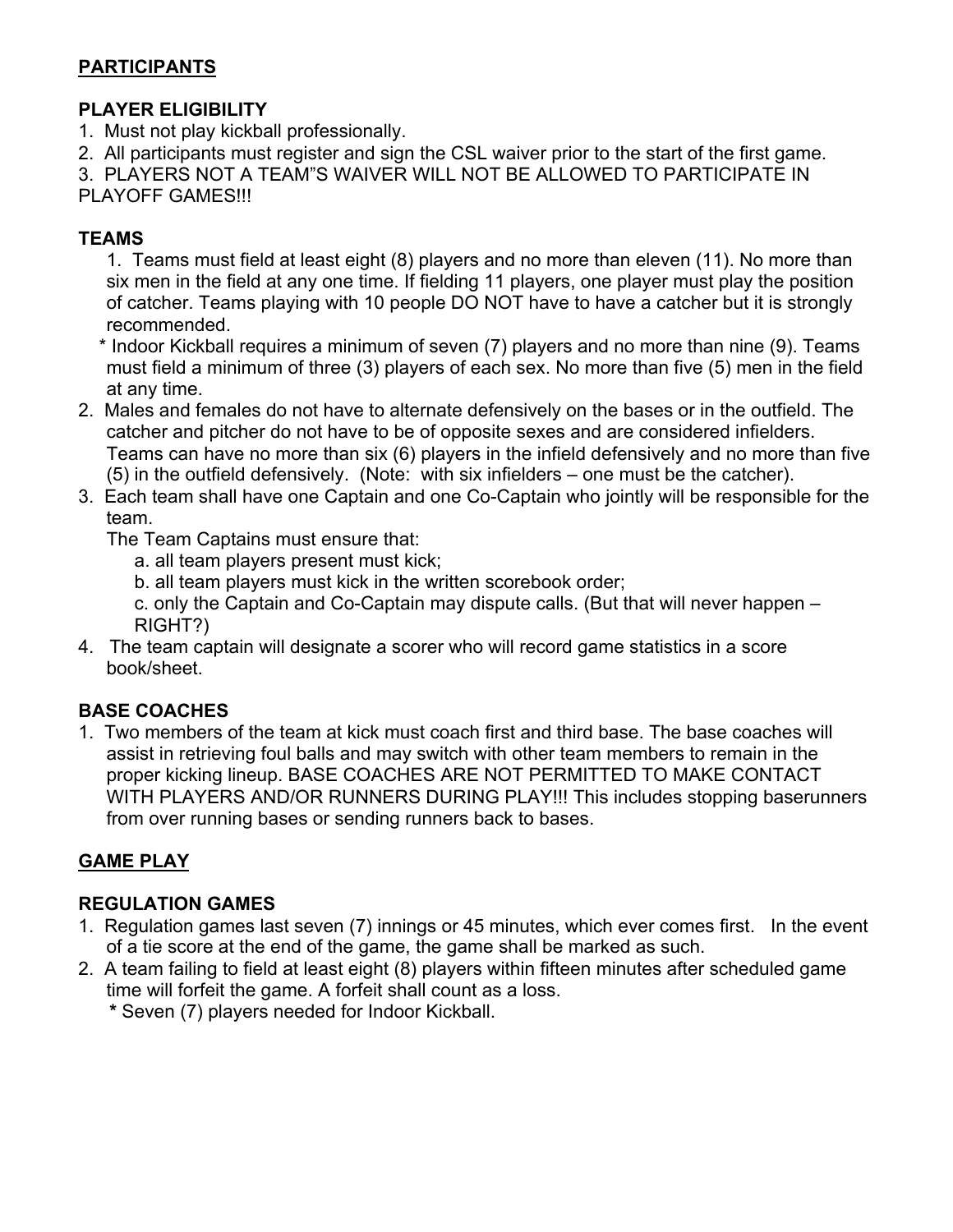## PARTICIPANTS

### PLAYER ELIGIBILITY

1. Must not play kickball professionally.
2. All participants must register and sign the CSL waiver prior to the start of the first game.
3. PLAYERS NOT A TEAM"S WAIVER WILL NOT BE ALLOWED TO PARTICIPATE IN PLAYOFF GAMES!!!

### TEAMS

1. Teams must field at least eight (8) players and no more than eleven (11). No more than six men in the field at any one time. If fielding 11 players, one player must play the position of catcher. Teams playing with 10 people DO NOT have to have a catcher but it is strongly recommended.

   * Indoor Kickball requires a minimum of seven (7) players and no more than nine (9). Teams must field a minimum of three (3) players of each sex. No more than five (5) men in the field at any time.
2. Males and females do not have to alternate defensively on the bases or in the outfield. The catcher and pitcher do not have to be of opposite sexes and are considered infielders. Teams can have no more than six (6) players in the infield defensively and no more than five (5) in the outfield defensively. (Note: with six infielders – one must be the catcher).
3. Each team shall have one Captain and one Co-Captain who jointly will be responsible for the team.

   The Team Captains must ensure that:

   a. all team players present must kick;

   b. all team players must kick in the written scorebook order;

   c. only the Captain and Co-Captain may dispute calls. (But that will never happen – RIGHT?)
4. The team captain will designate a scorer who will record game statistics in a score book/sheet.

### BASE COACHES

1. Two members of the team at kick must coach first and third base. The base coaches will assist in retrieving foul balls and may switch with other team members to remain in the proper kicking lineup. BASE COACHES ARE NOT PERMITTED TO MAKE CONTACT WITH PLAYERS AND/OR RUNNERS DURING PLAY!!! This includes stopping baserunners from over running bases or sending runners back to bases.

## GAME PLAY

### REGULATION GAMES

1. Regulation games last seven (7) innings or 45 minutes, which ever comes first. In the event of a tie score at the end of the game, the game shall be marked as such.
2. A team failing to field at least eight (8) players within fifteen minutes after scheduled game time will forfeit the game. A forfeit shall count as a loss.

   * Seven (7) players needed for Indoor Kickball.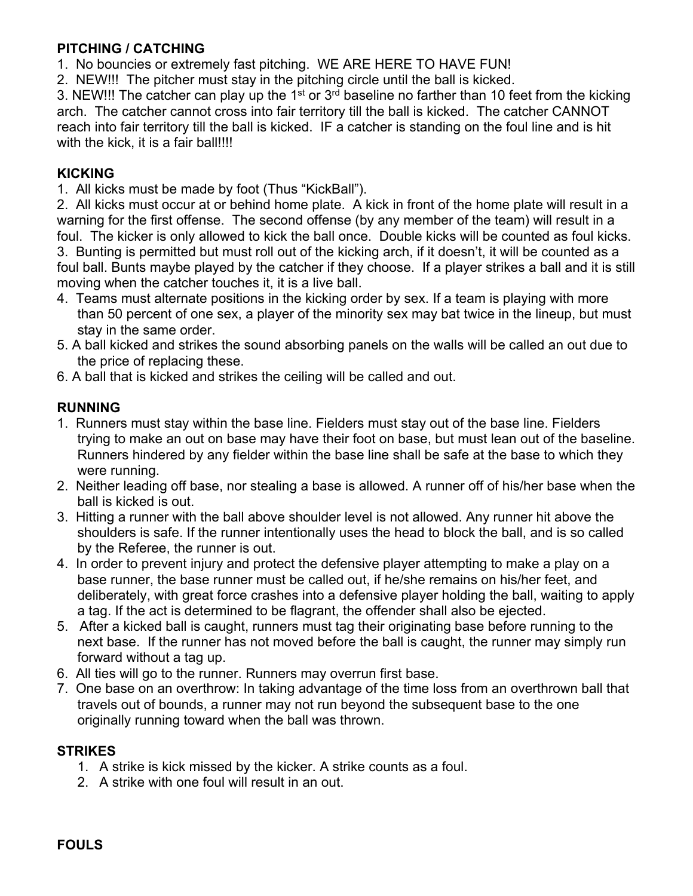**PITCHING / CATCHING**

1. No bouncies or extremely fast pitching. WE ARE HERE TO HAVE FUN!
2. NEW!!! The pitcher must stay in the pitching circle until the ball is kicked.
3. NEW!!! The catcher can play up the 1st or 3rd baseline no farther than 10 feet from the kicking arch. The catcher cannot cross into fair territory till the ball is kicked. The catcher CANNOT reach into fair territory till the ball is kicked. IF a catcher is standing on the foul line and is hit with the kick, it is a fair ball!!!!

**KICKING**

1. All kicks must be made by foot (Thus "KickBall").
2. All kicks must occur at or behind home plate. A kick in front of the home plate will result in a warning for the first offense. The second offense (by any member of the team) will result in a foul. The kicker is only allowed to kick the ball once. Double kicks will be counted as foul kicks.
3. Bunting is permitted but must roll out of the kicking arch, if it doesn't, it will be counted as a foul ball. Bunts maybe played by the catcher if they choose. If a player strikes a ball and it is still moving when the catcher touches it, it is a live ball.
4. Teams must alternate positions in the kicking order by sex. If a team is playing with more than 50 percent of one sex, a player of the minority sex may bat twice in the lineup, but must stay in the same order.
5. A ball kicked and strikes the sound absorbing panels on the walls will be called an out due to the price of replacing these.
6. A ball that is kicked and strikes the ceiling will be called and out.

**RUNNING**

1. Runners must stay within the base line. Fielders must stay out of the base line. Fielders trying to make an out on base may have their foot on base, but must lean out of the baseline. Runners hindered by any fielder within the base line shall be safe at the base to which they were running.
2. Neither leading off base, nor stealing a base is allowed. A runner off of his/her base when the ball is kicked is out.
3. Hitting a runner with the ball above shoulder level is not allowed. Any runner hit above the shoulders is safe. If the runner intentionally uses the head to block the ball, and is so called by the Referee, the runner is out.
4. In order to prevent injury and protect the defensive player attempting to make a play on a base runner, the base runner must be called out, if he/she remains on his/her feet, and deliberately, with great force crashes into a defensive player holding the ball, waiting to apply a tag. If the act is determined to be flagrant, the offender shall also be ejected.
5. After a kicked ball is caught, runners must tag their originating base before running to the next base. If the runner has not moved before the ball is caught, the runner may simply run forward without a tag up.
6. All ties will go to the runner. Runners may overrun first base.
7. One base on an overthrow: In taking advantage of the time loss from an overthrown ball that travels out of bounds, a runner may not run beyond the subsequent base to the one originally running toward when the ball was thrown.

**STRIKES**

1. A strike is kick missed by the kicker. A strike counts as a foul.
2. A strike with one foul will result in an out.

**FOULS**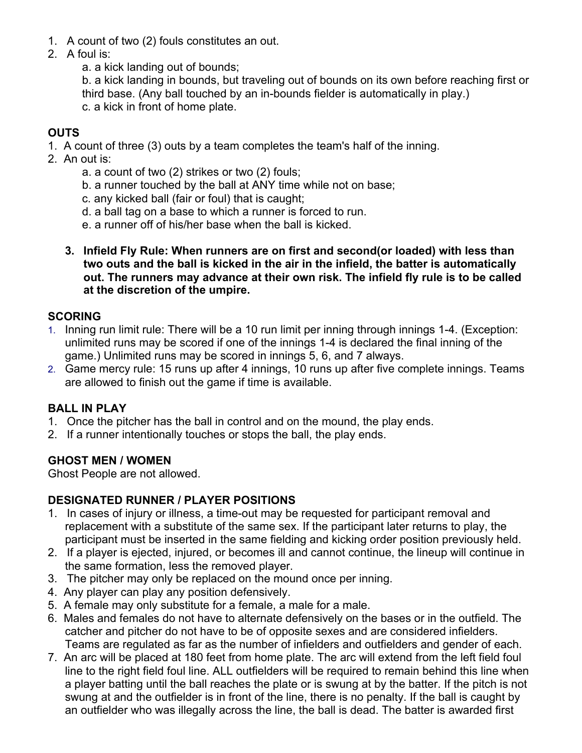1. A count of two (2) fouls constitutes an out.
2. A foul is:
   a. a kick landing out of bounds;
   b. a kick landing in bounds, but traveling out of bounds on its own before reaching first or third base. (Any ball touched by an in-bounds fielder is automatically in play.)
   c. a kick in front of home plate.

**OUTS**

1. A count of three (3) outs by a team completes the team's half of the inning.
2. An out is:
   a. a count of two (2) strikes or two (2) fouls;
   b. a runner touched by the ball at ANY time while not on base;
   c. any kicked ball (fair or foul) that is caught;
   d. a ball tag on a base to which a runner is forced to run.
   e. a runner off of his/her base when the ball is kicked.
3. **Infield Fly Rule: When runners are on first and second(or loaded) with less than two outs and the ball is kicked in the air in the infield, the batter is automatically out. The runners may advance at their own risk. The infield fly rule is to be called at the discretion of the umpire.**

**SCORING**

1. Inning run limit rule: There will be a 10 run limit per inning through innings 1-4. (Exception: unlimited runs may be scored if one of the innings 1-4 is declared the final inning of the game.) Unlimited runs may be scored in innings 5, 6, and 7 always.
2. Game mercy rule: 15 runs up after 4 innings, 10 runs up after five complete innings. Teams are allowed to finish out the game if time is available.

**BALL IN PLAY**

1. Once the pitcher has the ball in control and on the mound, the play ends.
2. If a runner intentionally touches or stops the ball, the play ends.

**GHOST MEN / WOMEN**

Ghost People are not allowed.

**DESIGNATED RUNNER / PLAYER POSITIONS**

1. In cases of injury or illness, a time-out may be requested for participant removal and replacement with a substitute of the same sex. If the participant later returns to play, the participant must be inserted in the same fielding and kicking order position previously held.
2. If a player is ejected, injured, or becomes ill and cannot continue, the lineup will continue in the same formation, less the removed player.
3. The pitcher may only be replaced on the mound once per inning.
4. Any player can play any position defensively.
5. A female may only substitute for a female, a male for a male.
6. Males and females do not have to alternate defensively on the bases or in the outfield. The catcher and pitcher do not have to be of opposite sexes and are considered infielders. Teams are regulated as far as the number of infielders and outfielders and gender of each.
7. An arc will be placed at 180 feet from home plate. The arc will extend from the left field foul line to the right field foul line. ALL outfielders will be required to remain behind this line when a player batting until the ball reaches the plate or is swung at by the batter. If the pitch is not swung at and the outfielder is in front of the line, there is no penalty. If the ball is caught by an outfielder who was illegally across the line, the ball is dead. The batter is awarded first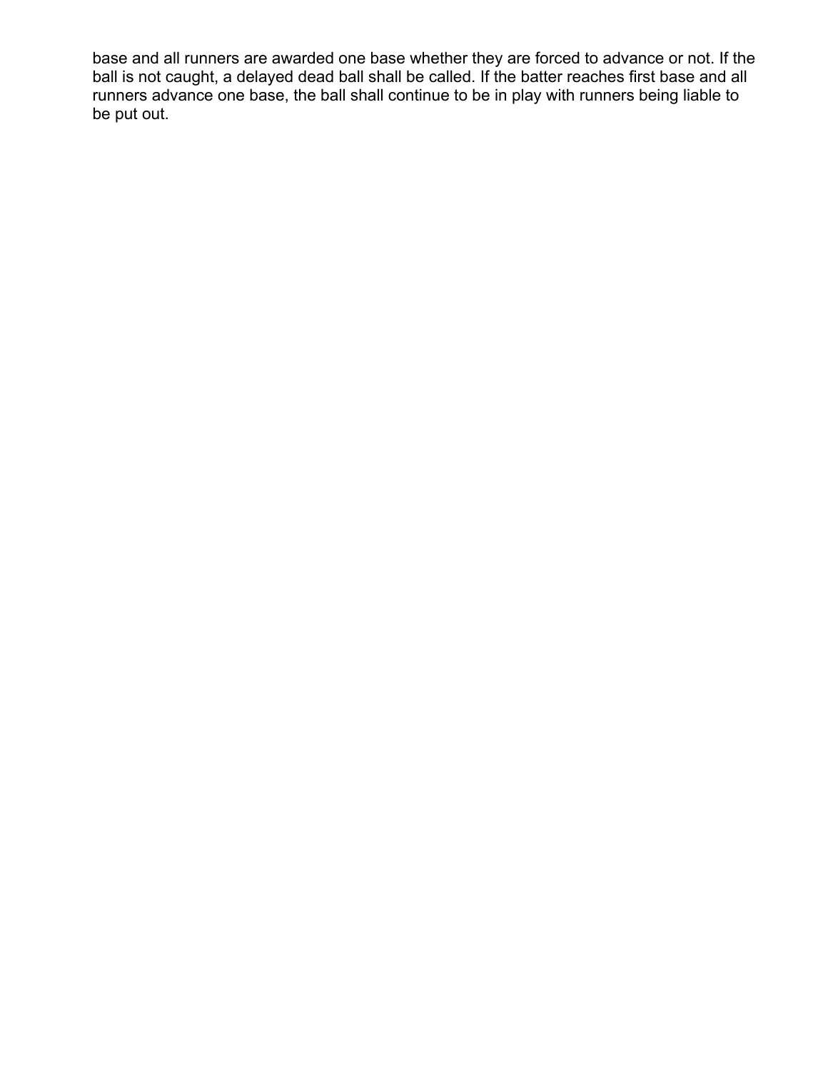base and all runners are awarded one base whether they are forced to advance or not. If the ball is not caught, a delayed dead ball shall be called. If the batter reaches first base and all runners advance one base, the ball shall continue to be in play with runners being liable to be put out.